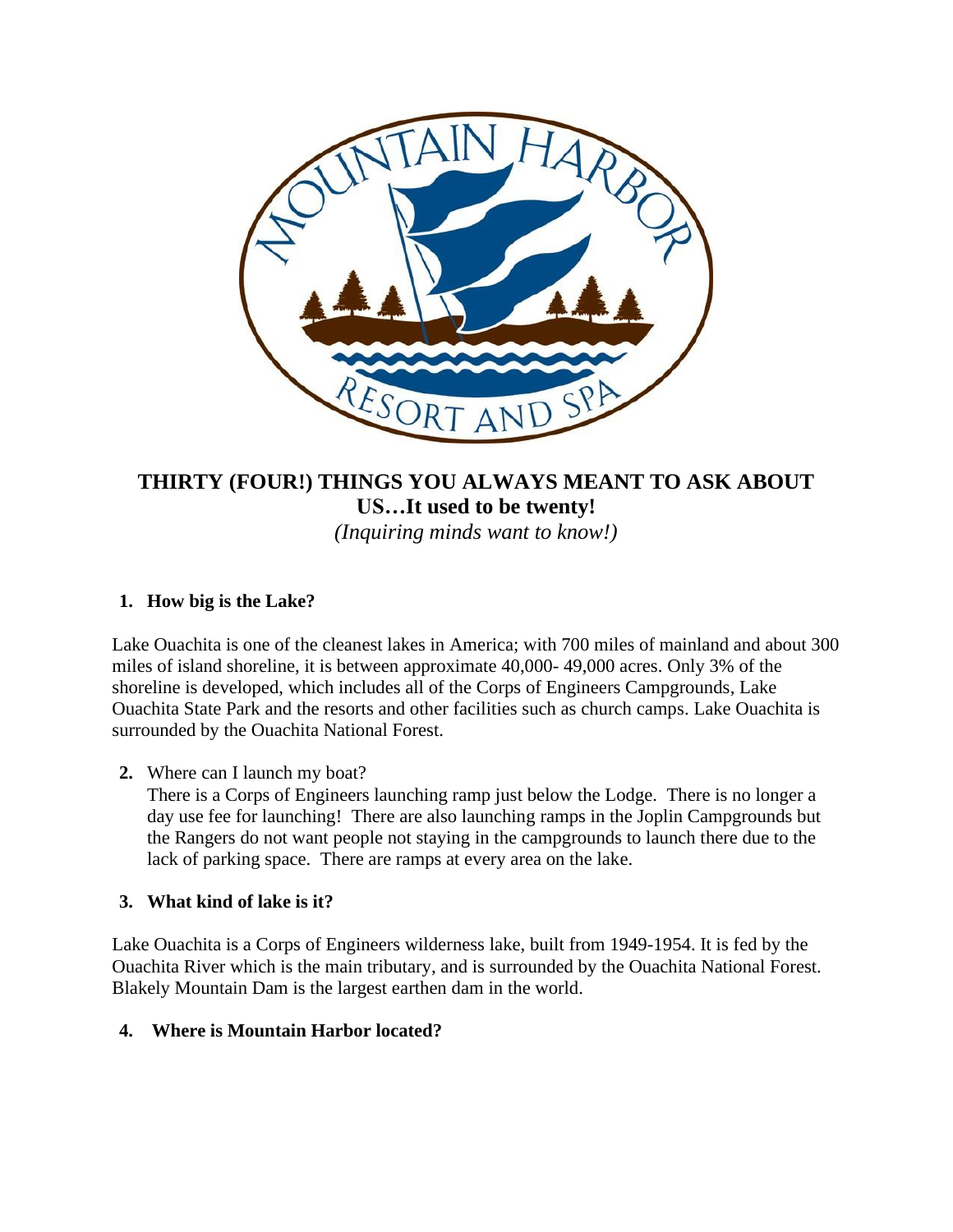# THIRTY (FOUR!) THINGS YOU ALWAYS MEANT TO ASK ABOUT US…It used to be twenty!

*(Inquiring minds want to know!)*

1. **How big is the Lake?**

Lake Ouachita is one of the cleanest lakes in America; with 700 miles of mainland and about 300 miles of island shoreline, it is between approximate 40,000- 49,000 acres. Only 3% of the shoreline is developed, which includes all of the Corps of Engineers Campgrounds, Lake Ouachita State Park and the resorts and other facilities such as church camps. Lake Ouachita is surrounded by the Ouachita National Forest.

2. Where can I launch my boat?

   There is a Corps of Engineers launching ramp just below the Lodge. There is no longer a day use fee for launching! There are also launching ramps in the Joplin Campgrounds but the Rangers do not want people not staying in the campgrounds to launch there due to the lack of parking space. There are ramps at every area on the lake.

3. **What kind of lake is it?**

Lake Ouachita is a Corps of Engineers wilderness lake, built from 1949-1954. It is fed by the Ouachita River which is the main tributary, and is surrounded by the Ouachita National Forest. Blakely Mountain Dam is the largest earthen dam in the world.

4. **Where is Mountain Harbor located?**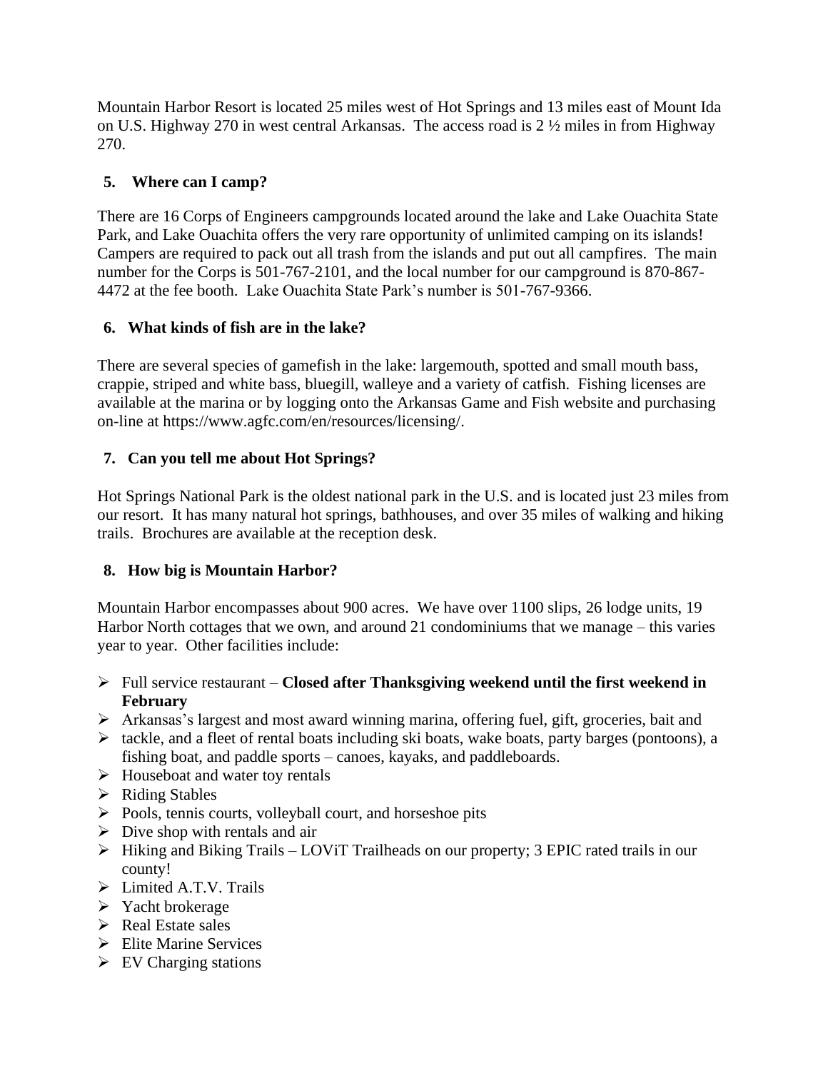Mountain Harbor Resort is located 25 miles west of Hot Springs and 13 miles east of Mount Ida on U.S. Highway 270 in west central Arkansas. The access road is 2 ½ miles in from Highway 270.

**5. Where can I camp?**

There are 16 Corps of Engineers campgrounds located around the lake and Lake Ouachita State Park, and Lake Ouachita offers the very rare opportunity of unlimited camping on its islands! Campers are required to pack out all trash from the islands and put out all campfires. The main number for the Corps is 501-767-2101, and the local number for our campground is 870-867-4472 at the fee booth. Lake Ouachita State Park's number is 501-767-9366.

**6. What kinds of fish are in the lake?**

There are several species of gamefish in the lake: largemouth, spotted and small mouth bass, crappie, striped and white bass, bluegill, walleye and a variety of catfish. Fishing licenses are available at the marina or by logging onto the Arkansas Game and Fish website and purchasing on-line at https://www.agfc.com/en/resources/licensing/.

**7. Can you tell me about Hot Springs?**

Hot Springs National Park is the oldest national park in the U.S. and is located just 23 miles from our resort. It has many natural hot springs, bathhouses, and over 35 miles of walking and hiking trails. Brochures are available at the reception desk.

**8. How big is Mountain Harbor?**

Mountain Harbor encompasses about 900 acres. We have over 1100 slips, 26 lodge units, 19 Harbor North cottages that we own, and around 21 condominiums that we manage – this varies year to year. Other facilities include:

- Full service restaurant – **Closed after Thanksgiving weekend until the first weekend in February**
- Arkansas's largest and most award winning marina, offering fuel, gift, groceries, bait and
- tackle, and a fleet of rental boats including ski boats, wake boats, party barges (pontoons), a fishing boat, and paddle sports – canoes, kayaks, and paddleboards.
- Houseboat and water toy rentals
- Riding Stables
- Pools, tennis courts, volleyball court, and horseshoe pits
- Dive shop with rentals and air
- Hiking and Biking Trails – LOViT Trailheads on our property; 3 EPIC rated trails in our county!
- Limited A.T.V. Trails
- Yacht brokerage
- Real Estate sales
- Elite Marine Services
- EV Charging stations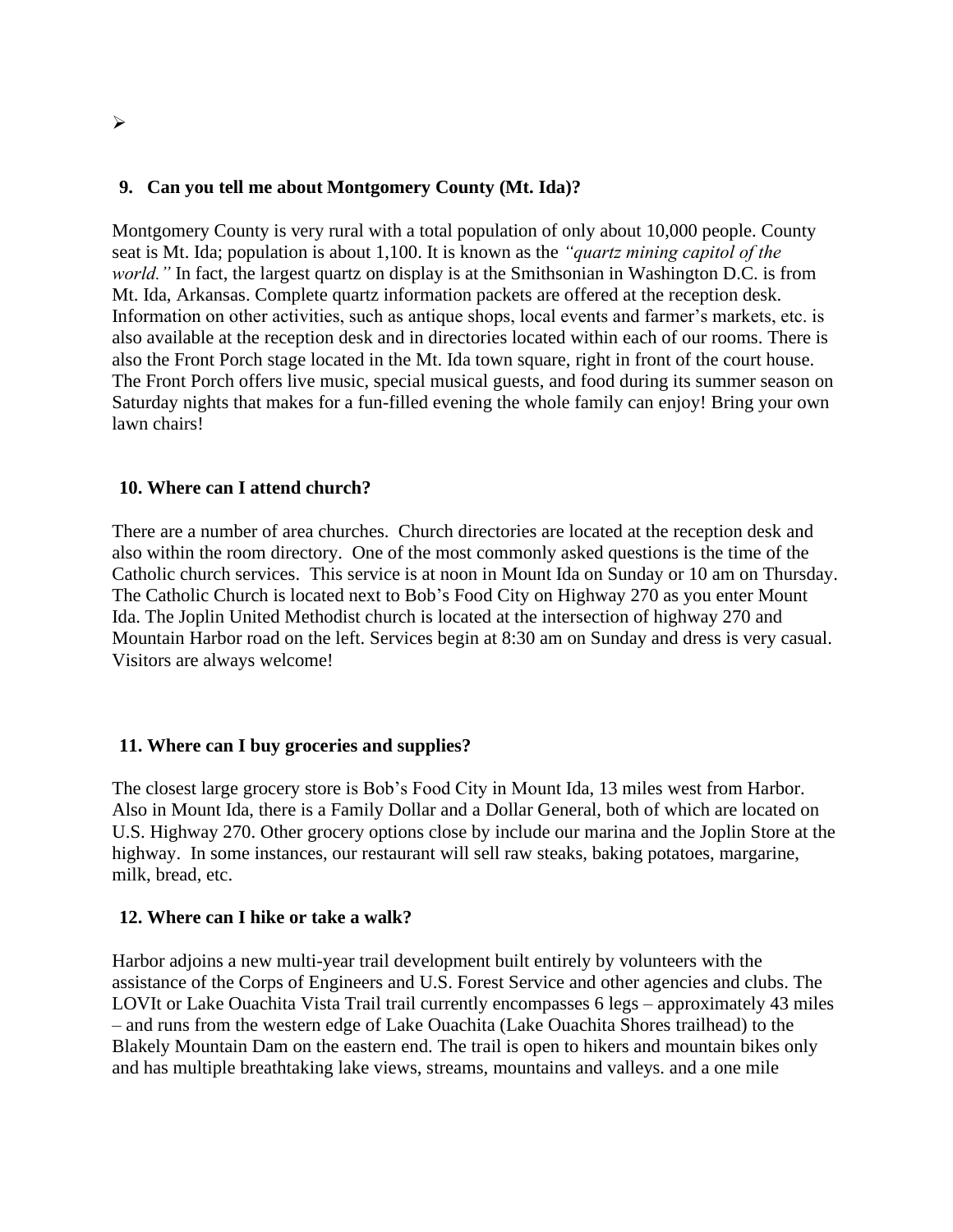➢

**9. Can you tell me about Montgomery County (Mt. Ida)?**

Montgomery County is very rural with a total population of only about 10,000 people. County seat is Mt. Ida; population is about 1,100. It is known as the *"quartz mining capitol of the world."* In fact, the largest quartz on display is at the Smithsonian in Washington D.C. is from Mt. Ida, Arkansas. Complete quartz information packets are offered at the reception desk. Information on other activities, such as antique shops, local events and farmer's markets, etc. is also available at the reception desk and in directories located within each of our rooms. There is also the Front Porch stage located in the Mt. Ida town square, right in front of the court house. The Front Porch offers live music, special musical guests, and food during its summer season on Saturday nights that makes for a fun-filled evening the whole family can enjoy! Bring your own lawn chairs!

**10. Where can I attend church?**

There are a number of area churches. Church directories are located at the reception desk and also within the room directory. One of the most commonly asked questions is the time of the Catholic church services. This service is at noon in Mount Ida on Sunday or 10 am on Thursday. The Catholic Church is located next to Bob's Food City on Highway 270 as you enter Mount Ida. The Joplin United Methodist church is located at the intersection of highway 270 and Mountain Harbor road on the left. Services begin at 8:30 am on Sunday and dress is very casual. Visitors are always welcome!

**11. Where can I buy groceries and supplies?**

The closest large grocery store is Bob's Food City in Mount Ida, 13 miles west from Harbor. Also in Mount Ida, there is a Family Dollar and a Dollar General, both of which are located on U.S. Highway 270. Other grocery options close by include our marina and the Joplin Store at the highway. In some instances, our restaurant will sell raw steaks, baking potatoes, margarine, milk, bread, etc.

**12. Where can I hike or take a walk?**

Harbor adjoins a new multi-year trail development built entirely by volunteers with the assistance of the Corps of Engineers and U.S. Forest Service and other agencies and clubs. The LOVIt or Lake Ouachita Vista Trail trail currently encompasses 6 legs – approximately 43 miles – and runs from the western edge of Lake Ouachita (Lake Ouachita Shores trailhead) to the Blakely Mountain Dam on the eastern end. The trail is open to hikers and mountain bikes only and has multiple breathtaking lake views, streams, mountains and valleys. and a one mile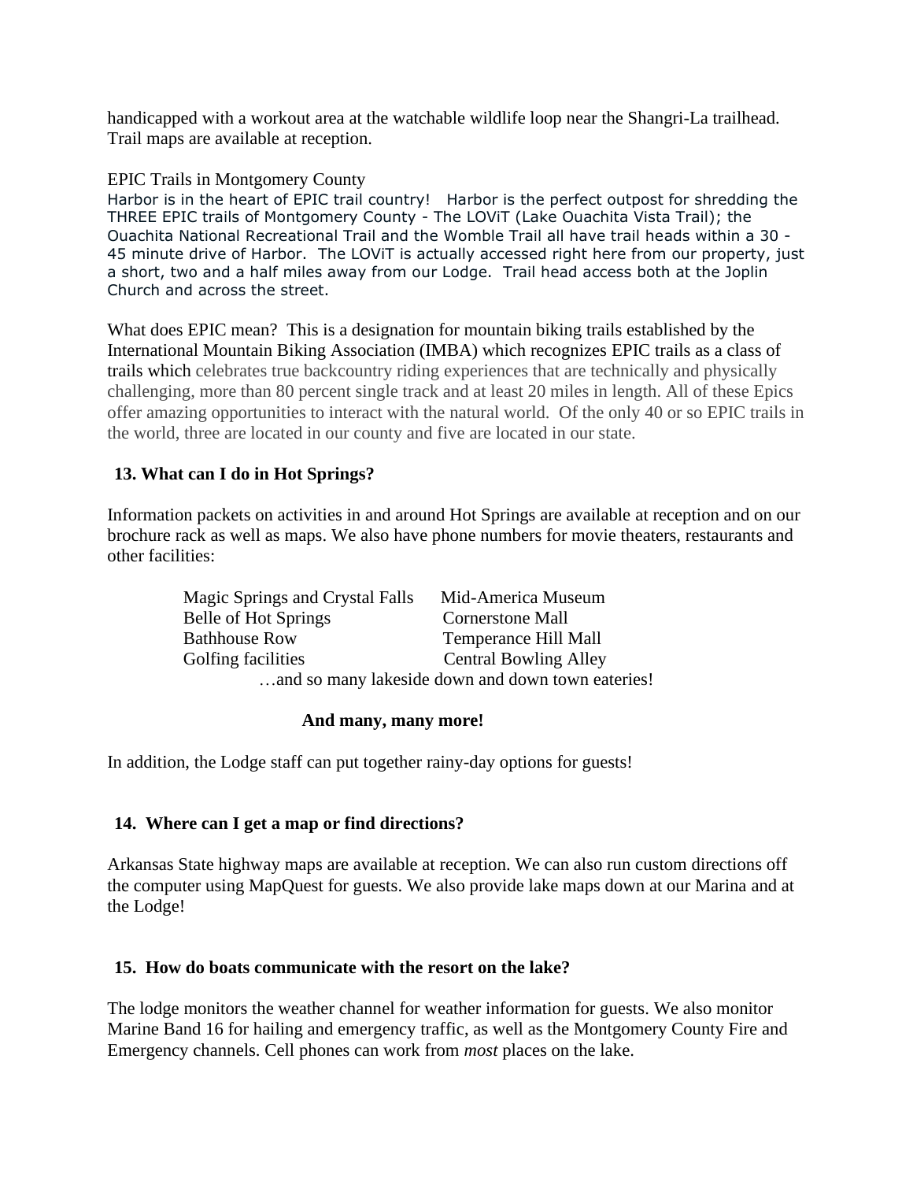handicapped with a workout area at the watchable wildlife loop near the Shangri-La trailhead. Trail maps are available at reception.

EPIC Trails in Montgomery County

Harbor is in the heart of EPIC trail country! Harbor is the perfect outpost for shredding the THREE EPIC trails of Montgomery County - The LOViT (Lake Ouachita Vista Trail); the Ouachita National Recreational Trail and the Womble Trail all have trail heads within a 30 - 45 minute drive of Harbor. The LOViT is actually accessed right here from our property, just a short, two and a half miles away from our Lodge. Trail head access both at the Joplin Church and across the street.

What does EPIC mean? This is a designation for mountain biking trails established by the International Mountain Biking Association (IMBA) which recognizes EPIC trails as a class of trails which celebrates true backcountry riding experiences that are technically and physically challenging, more than 80 percent single track and at least 20 miles in length. All of these Epics offer amazing opportunities to interact with the natural world. Of the only 40 or so EPIC trails in the world, three are located in our county and five are located in our state.

**13. What can I do in Hot Springs?**

Information packets on activities in and around Hot Springs are available at reception and on our brochure rack as well as maps. We also have phone numbers for movie theaters, restaurants and other facilities:

| | |
|---|---|
| Magic Springs and Crystal Falls | Mid-America Museum |
| Belle of Hot Springs | Cornerstone Mall |
| Bathhouse Row | Temperance Hill Mall |
| Golfing facilities | Central Bowling Alley |

…and so many lakeside down and down town eateries!

**And many, many more!**

In addition, the Lodge staff can put together rainy-day options for guests!

**14. Where can I get a map or find directions?**

Arkansas State highway maps are available at reception. We can also run custom directions off the computer using MapQuest for guests. We also provide lake maps down at our Marina and at the Lodge!

**15. How do boats communicate with the resort on the lake?**

The lodge monitors the weather channel for weather information for guests. We also monitor Marine Band 16 for hailing and emergency traffic, as well as the Montgomery County Fire and Emergency channels. Cell phones can work from *most* places on the lake.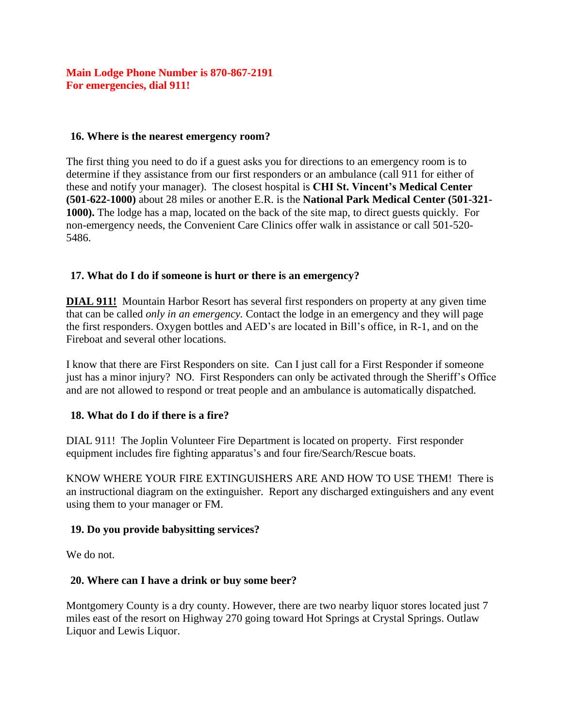**Main Lodge Phone Number is 870-867-2191**
**For emergencies, dial 911!**

### 16. Where is the nearest emergency room?

The first thing you need to do if a guest asks you for directions to an emergency room is to determine if they assistance from our first responders or an ambulance (call 911 for either of these and notify your manager). The closest hospital is **CHI St. Vincent's Medical Center (501-622-1000)** about 28 miles or another E.R. is the **National Park Medical Center (501-321-1000).** The lodge has a map, located on the back of the site map, to direct guests quickly. For non-emergency needs, the Convenient Care Clinics offer walk in assistance or call 501-520-5486.

### 17. What do I do if someone is hurt or there is an emergency?

**DIAL 911!** Mountain Harbor Resort has several first responders on property at any given time that can be called *only in an emergency.* Contact the lodge in an emergency and they will page the first responders. Oxygen bottles and AED's are located in Bill's office, in R-1, and on the Fireboat and several other locations.

I know that there are First Responders on site. Can I just call for a First Responder if someone just has a minor injury? NO. First Responders can only be activated through the Sheriff's Office and are not allowed to respond or treat people and an ambulance is automatically dispatched.

### 18. What do I do if there is a fire?

DIAL 911! The Joplin Volunteer Fire Department is located on property. First responder equipment includes fire fighting apparatus's and four fire/Search/Rescue boats.

KNOW WHERE YOUR FIRE EXTINGUISHERS ARE AND HOW TO USE THEM! There is an instructional diagram on the extinguisher. Report any discharged extinguishers and any event using them to your manager or FM.

### 19. Do you provide babysitting services?

We do not.

### 20. Where can I have a drink or buy some beer?

Montgomery County is a dry county. However, there are two nearby liquor stores located just 7 miles east of the resort on Highway 270 going toward Hot Springs at Crystal Springs. Outlaw Liquor and Lewis Liquor.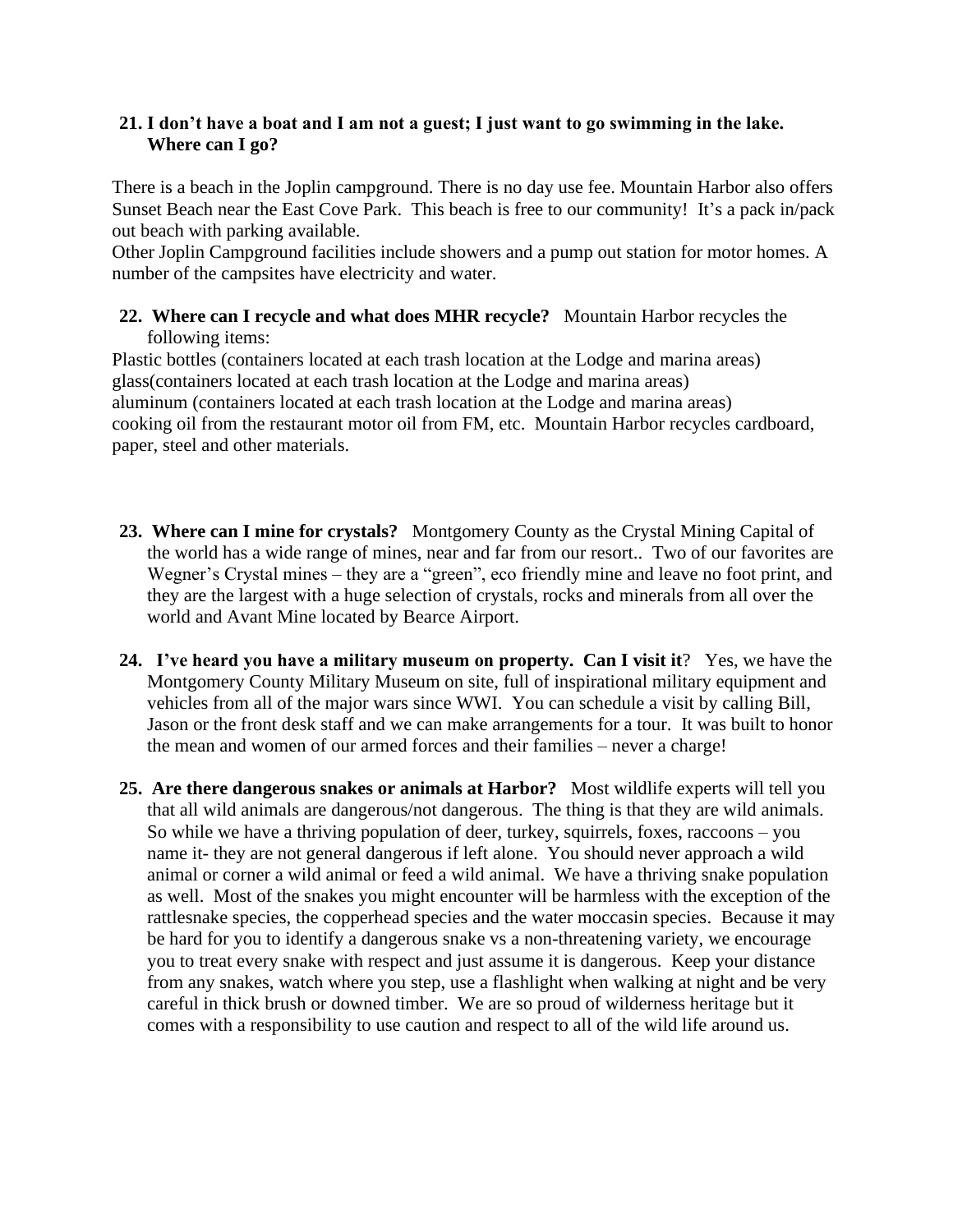**21. I don't have a boat and I am not a guest; I just want to go swimming in the lake. Where can I go?**

There is a beach in the Joplin campground. There is no day use fee. Mountain Harbor also offers Sunset Beach near the East Cove Park. This beach is free to our community! It's a pack in/pack out beach with parking available.
Other Joplin Campground facilities include showers and a pump out station for motor homes. A number of the campsites have electricity and water.

**22. Where can I recycle and what does MHR recycle?** Mountain Harbor recycles the following items:
Plastic bottles (containers located at each trash location at the Lodge and marina areas)
glass(containers located at each trash location at the Lodge and marina areas)
aluminum (containers located at each trash location at the Lodge and marina areas)
cooking oil from the restaurant motor oil from FM, etc. Mountain Harbor recycles cardboard, paper, steel and other materials.

**23. Where can I mine for crystals?** Montgomery County as the Crystal Mining Capital of the world has a wide range of mines, near and far from our resort.. Two of our favorites are Wegner's Crystal mines – they are a "green", eco friendly mine and leave no foot print, and they are the largest with a huge selection of crystals, rocks and minerals from all over the world and Avant Mine located by Bearce Airport.

**24. I've heard you have a military museum on property. Can I visit it**? Yes, we have the Montgomery County Military Museum on site, full of inspirational military equipment and vehicles from all of the major wars since WWI. You can schedule a visit by calling Bill, Jason or the front desk staff and we can make arrangements for a tour. It was built to honor the mean and women of our armed forces and their families – never a charge!

**25. Are there dangerous snakes or animals at Harbor?** Most wildlife experts will tell you that all wild animals are dangerous/not dangerous. The thing is that they are wild animals. So while we have a thriving population of deer, turkey, squirrels, foxes, raccoons – you name it- they are not general dangerous if left alone. You should never approach a wild animal or corner a wild animal or feed a wild animal. We have a thriving snake population as well. Most of the snakes you might encounter will be harmless with the exception of the rattlesnake species, the copperhead species and the water moccasin species. Because it may be hard for you to identify a dangerous snake vs a non-threatening variety, we encourage you to treat every snake with respect and just assume it is dangerous. Keep your distance from any snakes, watch where you step, use a flashlight when walking at night and be very careful in thick brush or downed timber. We are so proud of wilderness heritage but it comes with a responsibility to use caution and respect to all of the wild life around us.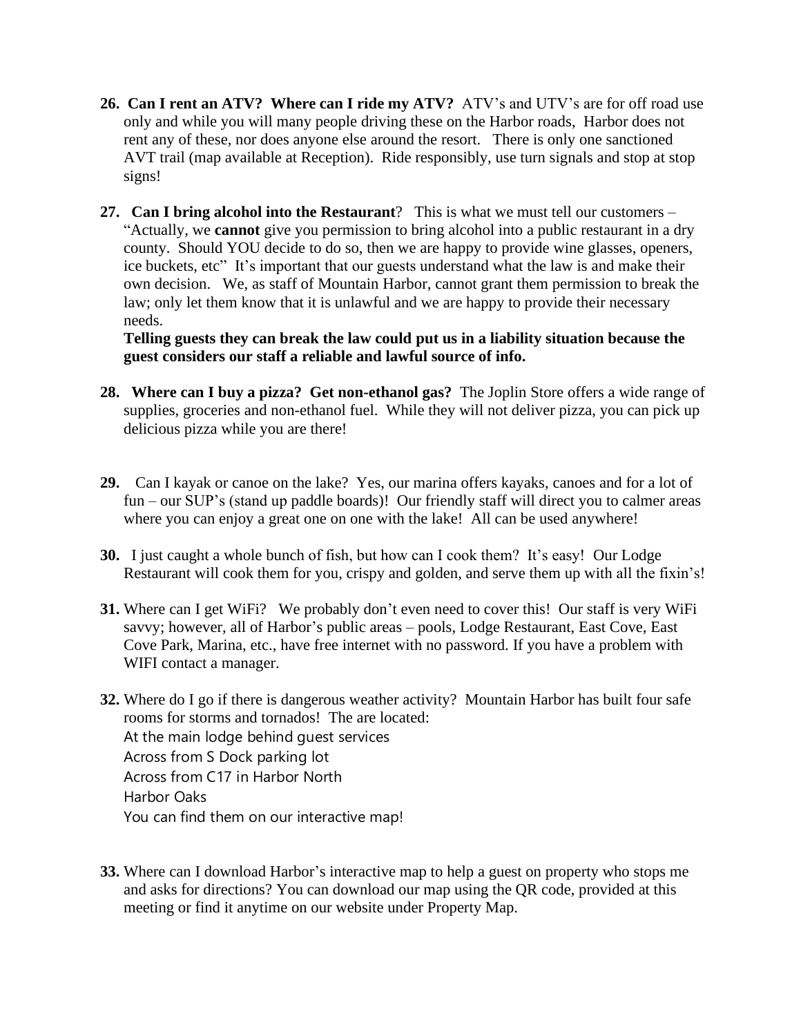26. **Can I rent an ATV? Where can I ride my ATV?** ATV's and UTV's are for off road use only and while you will many people driving these on the Harbor roads, Harbor does not rent any of these, nor does anyone else around the resort. There is only one sanctioned AVT trail (map available at Reception). Ride responsibly, use turn signals and stop at stop signs!

27. **Can I bring alcohol into the Restaurant**? This is what we must tell our customers – "Actually, we **cannot** give you permission to bring alcohol into a public restaurant in a dry county. Should YOU decide to do so, then we are happy to provide wine glasses, openers, ice buckets, etc" It's important that our guests understand what the law is and make their own decision. We, as staff of Mountain Harbor, cannot grant them permission to break the law; only let them know that it is unlawful and we are happy to provide their necessary needs.

    **Telling guests they can break the law could put us in a liability situation because the guest considers our staff a reliable and lawful source of info.**

28. **Where can I buy a pizza? Get non-ethanol gas?** The Joplin Store offers a wide range of supplies, groceries and non-ethanol fuel. While they will not deliver pizza, you can pick up delicious pizza while you are there!

29. Can I kayak or canoe on the lake? Yes, our marina offers kayaks, canoes and for a lot of fun – our SUP's (stand up paddle boards)! Our friendly staff will direct you to calmer areas where you can enjoy a great one on one with the lake! All can be used anywhere!

30. I just caught a whole bunch of fish, but how can I cook them? It's easy! Our Lodge Restaurant will cook them for you, crispy and golden, and serve them up with all the fixin's!

31. Where can I get WiFi? We probably don't even need to cover this! Our staff is very WiFi savvy; however, all of Harbor's public areas – pools, Lodge Restaurant, East Cove, East Cove Park, Marina, etc., have free internet with no password. If you have a problem with WIFI contact a manager.

32. Where do I go if there is dangerous weather activity? Mountain Harbor has built four safe rooms for storms and tornados! The are located:
    At the main lodge behind guest services
    Across from S Dock parking lot
    Across from C17 in Harbor North
    Harbor Oaks
    You can find them on our interactive map!

33. Where can I download Harbor's interactive map to help a guest on property who stops me and asks for directions? You can download our map using the QR code, provided at this meeting or find it anytime on our website under Property Map.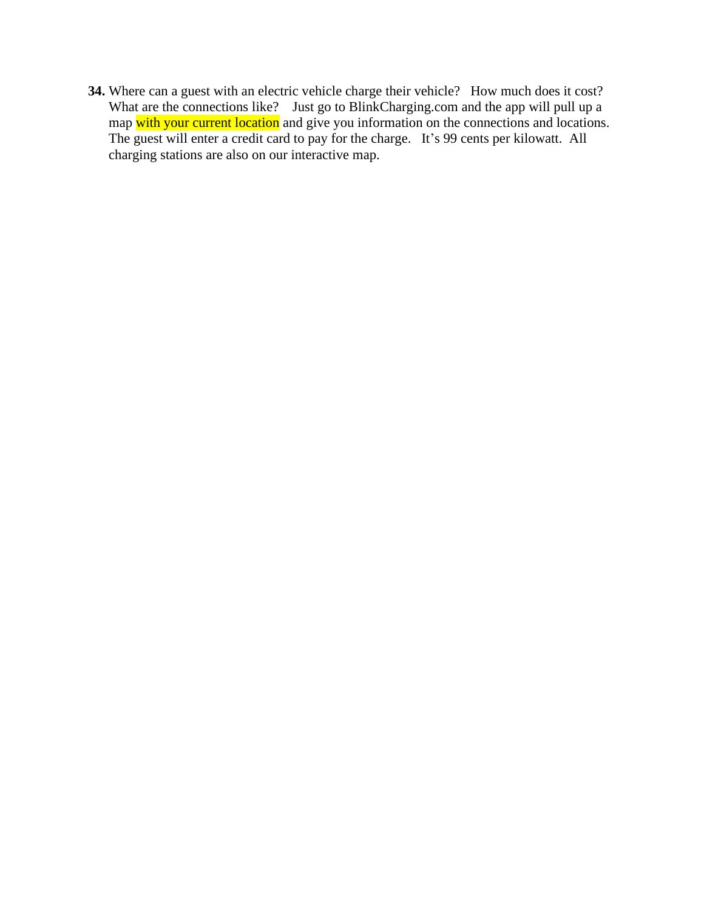**34.** Where can a guest with an electric vehicle charge their vehicle? How much does it cost? What are the connections like? Just go to BlinkCharging.com and the app will pull up a map with your current location and give you information on the connections and locations. The guest will enter a credit card to pay for the charge. It's 99 cents per kilowatt. All charging stations are also on our interactive map.